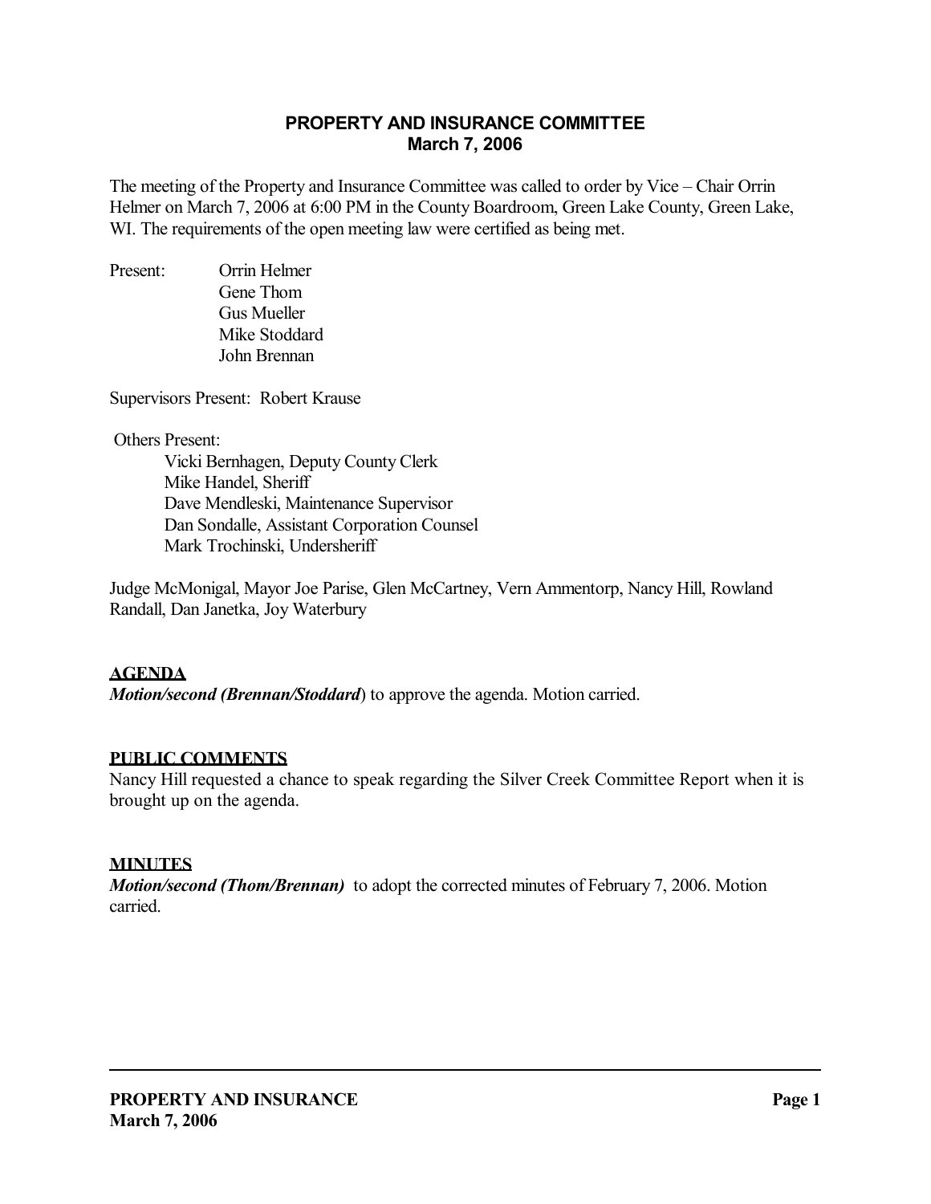# PROPERTY AND INSURANCE COMMITTEE
## March 7, 2006

The meeting of the Property and Insurance Committee was called to order by Vice – Chair Orrin Helmer on March 7, 2006 at 6:00 PM in the County Boardroom, Green Lake County, Green Lake, WI. The requirements of the open meeting law were certified as being met.

Present:
- Orrin Helmer
- Gene Thom
- Gus Mueller
- Mike Stoddard
- John Brennan

Supervisors Present: Robert Krause

Others Present:
- Vicki Bernhagen, Deputy County Clerk
- Mike Handel, Sheriff
- Dave Mendleski, Maintenance Supervisor
- Dan Sondalle, Assistant Corporation Counsel
- Mark Trochinski, Undersheriff

Judge McMonigal, Mayor Joe Parise, Glen McCartney, Vern Ammentorp, Nancy Hill, Rowland Randall, Dan Janetka, Joy Waterbury

**AGENDA**

***Motion/second (Brennan/Stoddard***) to approve the agenda. Motion carried.

**PUBLIC COMMENTS**

Nancy Hill requested a chance to speak regarding the Silver Creek Committee Report when it is brought up on the agenda.

**MINUTES**

***Motion/second (Thom/Brennan)*** to adopt the corrected minutes of February 7, 2006. Motion carried.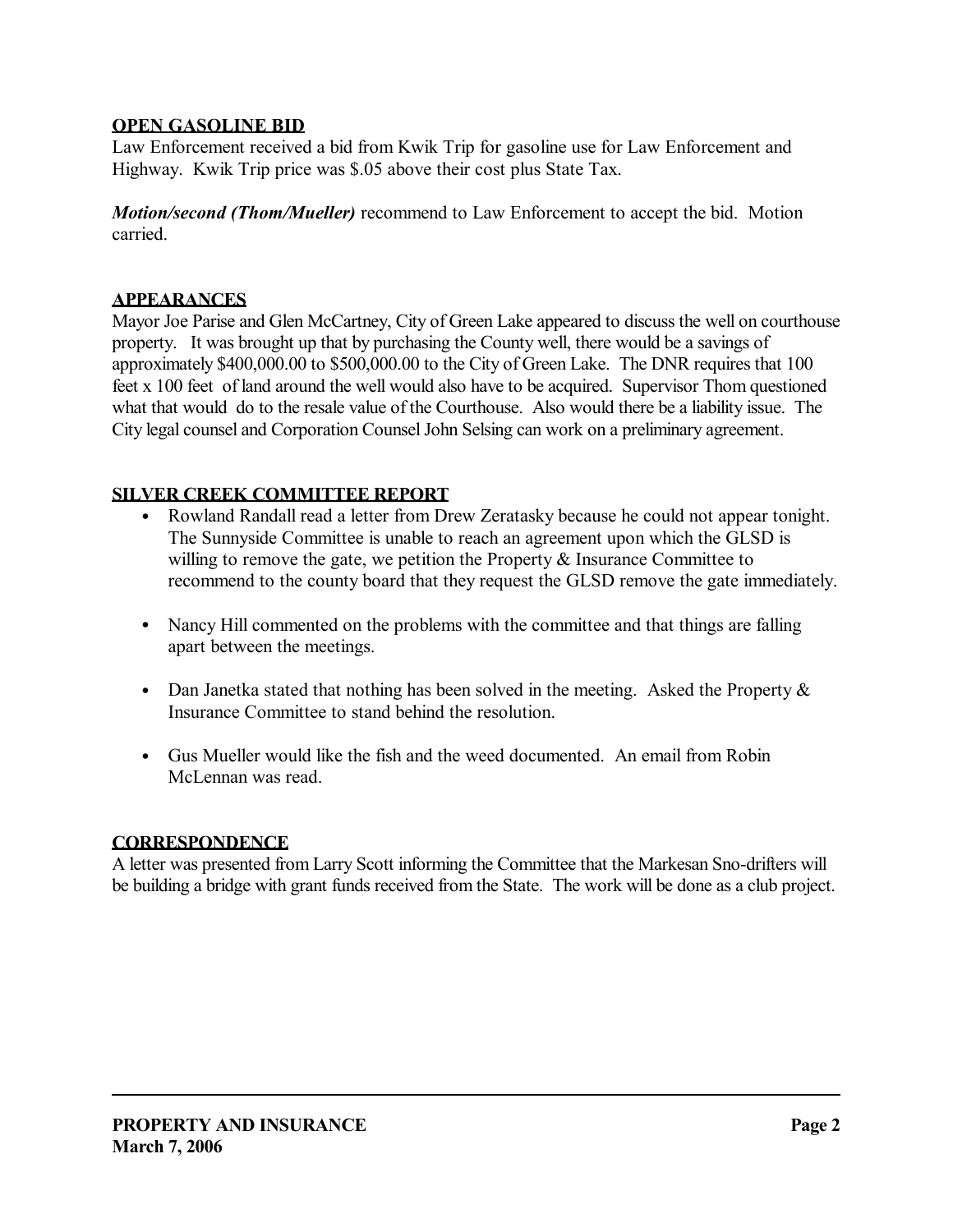## OPEN GASOLINE BID

Law Enforcement received a bid from Kwik Trip for gasoline use for Law Enforcement and Highway. Kwik Trip price was $.05 above their cost plus State Tax.

***Motion/second (Thom/Mueller)*** recommend to Law Enforcement to accept the bid. Motion carried.

## APPEARANCES

Mayor Joe Parise and Glen McCartney, City of Green Lake appeared to discuss the well on courthouse property. It was brought up that by purchasing the County well, there would be a savings of approximately $400,000.00 to $500,000.00 to the City of Green Lake. The DNR requires that 100 feet x 100 feet of land around the well would also have to be acquired. Supervisor Thom questioned what that would do to the resale value of the Courthouse. Also would there be a liability issue. The City legal counsel and Corporation Counsel John Selsing can work on a preliminary agreement.

## SILVER CREEK COMMITTEE REPORT

- Rowland Randall read a letter from Drew Zeratasky because he could not appear tonight. The Sunnyside Committee is unable to reach an agreement upon which the GLSD is willing to remove the gate, we petition the Property & Insurance Committee to recommend to the county board that they request the GLSD remove the gate immediately.
- Nancy Hill commented on the problems with the committee and that things are falling apart between the meetings.
- Dan Janetka stated that nothing has been solved in the meeting. Asked the Property & Insurance Committee to stand behind the resolution.
- Gus Mueller would like the fish and the weed documented. An email from Robin McLennan was read.

## CORRESPONDENCE

A letter was presented from Larry Scott informing the Committee that the Markesan Sno-drifters will be building a bridge with grant funds received from the State. The work will be done as a club project.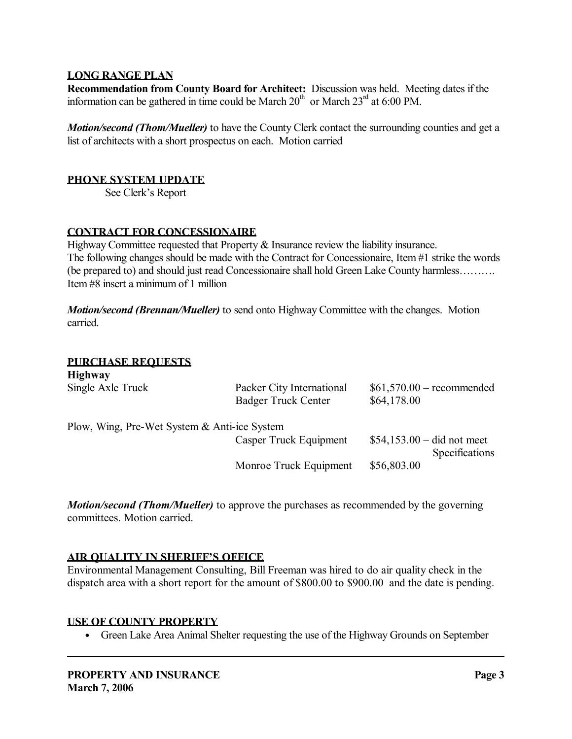**LONG RANGE PLAN**

**Recommendation from County Board for Architect:** Discussion was held. Meeting dates if the information can be gathered in time could be March 20th or March 23rd at 6:00 PM.

***Motion/second (Thom/Mueller)*** to have the County Clerk contact the surrounding counties and get a list of architects with a short prospectus on each. Motion carried

**PHONE SYSTEM UPDATE**

See Clerk's Report

**CONTRACT FOR CONCESSIONAIRE**

Highway Committee requested that Property & Insurance review the liability insurance.
The following changes should be made with the Contract for Concessionaire, Item #1 strike the words (be prepared to) and should just read Concessionaire shall hold Green Lake County harmless……….
Item #8 insert a minimum of 1 million

***Motion/second (Brennan/Mueller)*** to send onto Highway Committee with the changes. Motion carried.

**PURCHASE REQUESTS**

**Highway**

| | | |
|---|---|---|
| Single Axle Truck | Packer City International | $61,570.00 – recommended |
| | Badger Truck Center | $64,178.00 |
| Plow, Wing, Pre-Wet System & Anti-ice System | | |
| | Casper Truck Equipment | $54,153.00 – did not meet Specifications |
| | Monroe Truck Equipment | $56,803.00 |

***Motion/second (Thom/Mueller)*** to approve the purchases as recommended by the governing committees. Motion carried.

**AIR QUALITY IN SHERIFF'S OFFICE**

Environmental Management Consulting, Bill Freeman was hired to do air quality check in the dispatch area with a short report for the amount of $800.00 to $900.00 and the date is pending.

**USE OF COUNTY PROPERTY**

- Green Lake Area Animal Shelter requesting the use of the Highway Grounds on September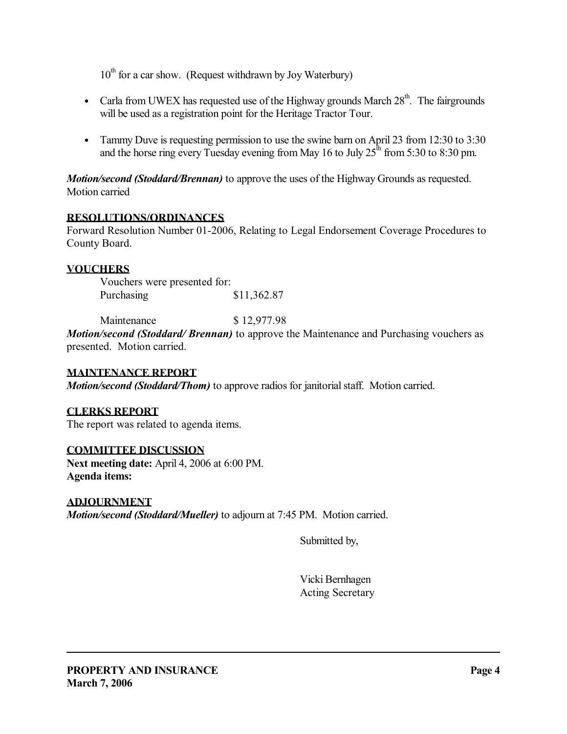10th for a car show. (Request withdrawn by Joy Waterbury)

- Carla from UWEX has requested use of the Highway grounds March 28th. The fairgrounds will be used as a registration point for the Heritage Tractor Tour.
- Tammy Duve is requesting permission to use the swine barn on April 23 from 12:30 to 3:30 and the horse ring every Tuesday evening from May 16 to July 25th from 5:30 to 8:30 pm.

***Motion/second (Stoddard/Brennan)*** to approve the uses of the Highway Grounds as requested. Motion carried

**RESOLUTIONS/ORDINANCES**

Forward Resolution Number 01-2006, Relating to Legal Endorsement Coverage Procedures to County Board.

**VOUCHERS**

Vouchers were presented for:

| | |
|---|---|
| Purchasing | $11,362.87 |
| Maintenance | $ 12,977.98 |

***Motion/second (Stoddard/ Brennan)*** to approve the Maintenance and Purchasing vouchers as presented. Motion carried.

**MAINTENANCE REPORT**

***Motion/second (Stoddard/Thom)*** to approve radios for janitorial staff. Motion carried.

**CLERKS REPORT**

The report was related to agenda items.

**COMMITTEE DISCUSSION**

**Next meeting date:** April 4, 2006 at 6:00 PM.

**Agenda items:**

**ADJOURNMENT**

***Motion/second (Stoddard/Mueller)*** to adjourn at 7:45 PM. Motion carried.

Submitted by,

Vicki Bernhagen
Acting Secretary